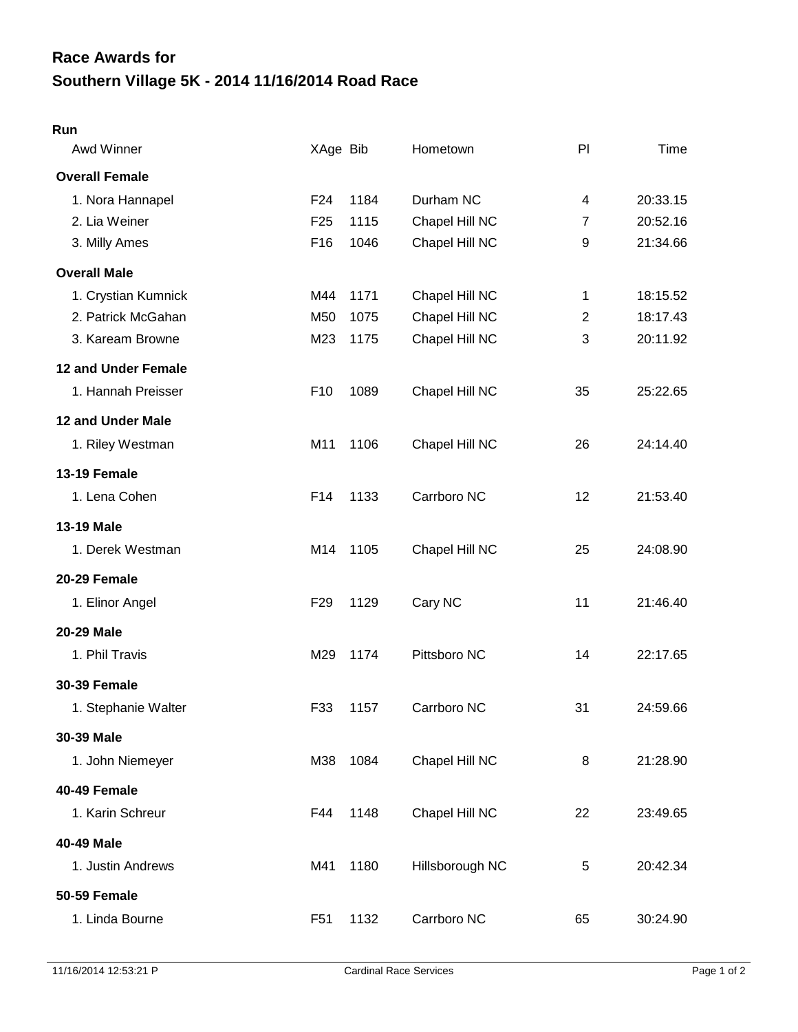# Race Awards for
# Southern Village 5K - 2014 11/16/2014 Road Race

**Run**

| Awd Winner | XAge | Bib | Hometown | Pl | Time |
|---|---|---|---|---|---|
| **Overall Female** | | | | | |
| 1. Nora Hannapel | F24 | 1184 | Durham NC | 4 | 20:33.15 |
| 2. Lia Weiner | F25 | 1115 | Chapel Hill NC | 7 | 20:52.16 |
| 3. Milly Ames | F16 | 1046 | Chapel Hill NC | 9 | 21:34.66 |
| **Overall Male** | | | | | |
| 1. Crystian Kumnick | M44 | 1171 | Chapel Hill NC | 1 | 18:15.52 |
| 2. Patrick McGahan | M50 | 1075 | Chapel Hill NC | 2 | 18:17.43 |
| 3. Kaream Browne | M23 | 1175 | Chapel Hill NC | 3 | 20:11.92 |
| **12 and Under Female** | | | | | |
| 1. Hannah Preisser | F10 | 1089 | Chapel Hill NC | 35 | 25:22.65 |
| **12 and Under Male** | | | | | |
| 1. Riley Westman | M11 | 1106 | Chapel Hill NC | 26 | 24:14.40 |
| **13-19 Female** | | | | | |
| 1. Lena Cohen | F14 | 1133 | Carrboro NC | 12 | 21:53.40 |
| **13-19 Male** | | | | | |
| 1. Derek Westman | M14 | 1105 | Chapel Hill NC | 25 | 24:08.90 |
| **20-29 Female** | | | | | |
| 1. Elinor Angel | F29 | 1129 | Cary NC | 11 | 21:46.40 |
| **20-29 Male** | | | | | |
| 1. Phil Travis | M29 | 1174 | Pittsboro NC | 14 | 22:17.65 |
| **30-39 Female** | | | | | |
| 1. Stephanie Walter | F33 | 1157 | Carrboro NC | 31 | 24:59.66 |
| **30-39 Male** | | | | | |
| 1. John Niemeyer | M38 | 1084 | Chapel Hill NC | 8 | 21:28.90 |
| **40-49 Female** | | | | | |
| 1. Karin Schreur | F44 | 1148 | Chapel Hill NC | 22 | 23:49.65 |
| **40-49 Male** | | | | | |
| 1. Justin Andrews | M41 | 1180 | Hillsborough NC | 5 | 20:42.34 |
| **50-59 Female** | | | | | |
| 1. Linda Bourne | F51 | 1132 | Carrboro NC | 65 | 30:24.90 |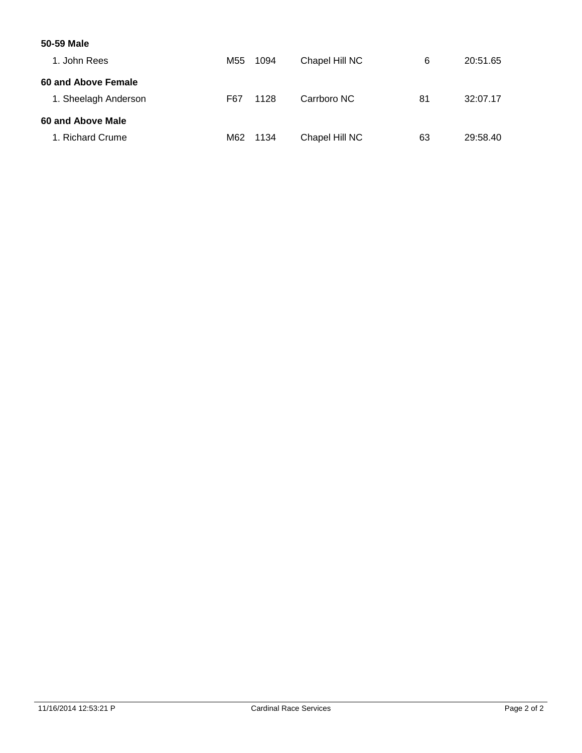**50-59 Male**

| | | | | | |
|---|---|---|---|---|---|
| 1. John Rees | M55 | 1094 | Chapel Hill NC | 6 | 20:51.65 |

**60 and Above Female**

| | | | | | |
|---|---|---|---|---|---|
| 1. Sheelagh Anderson | F67 | 1128 | Carrboro NC | 81 | 32:07.17 |

**60 and Above Male**

| | | | | | |
|---|---|---|---|---|---|
| 1. Richard Crume | M62 | 1134 | Chapel Hill NC | 63 | 29:58.40 |